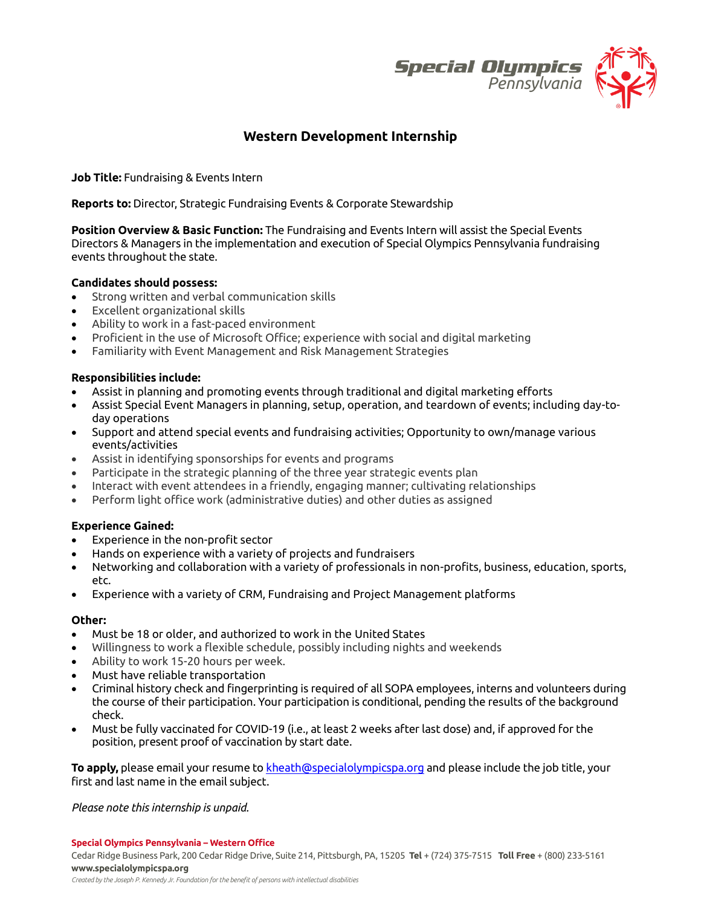# Western Development Internship

**Job Title:** Fundraising & Events Intern

**Reports to:** Director, Strategic Fundraising Events & Corporate Stewardship

**Position Overview & Basic Function:** The Fundraising and Events Intern will assist the Special Events Directors & Managers in the implementation and execution of Special Olympics Pennsylvania fundraising events throughout the state.

**Candidates should possess:**

- Strong written and verbal communication skills
- Excellent organizational skills
- Ability to work in a fast-paced environment
- Proficient in the use of Microsoft Office; experience with social and digital marketing
- Familiarity with Event Management and Risk Management Strategies

**Responsibilities include:**

- Assist in planning and promoting events through traditional and digital marketing efforts
- Assist Special Event Managers in planning, setup, operation, and teardown of events; including day-to-day operations
- Support and attend special events and fundraising activities; Opportunity to own/manage various events/activities
- Assist in identifying sponsorships for events and programs
- Participate in the strategic planning of the three year strategic events plan
- Interact with event attendees in a friendly, engaging manner; cultivating relationships
- Perform light office work (administrative duties) and other duties as assigned

**Experience Gained:**

- Experience in the non-profit sector
- Hands on experience with a variety of projects and fundraisers
- Networking and collaboration with a variety of professionals in non-profits, business, education, sports, etc.
- Experience with a variety of CRM, Fundraising and Project Management platforms

**Other:**

- Must be 18 or older, and authorized to work in the United States
- Willingness to work a flexible schedule, possibly including nights and weekends
- Ability to work 15-20 hours per week.
- Must have reliable transportation
- Criminal history check and fingerprinting is required of all SOPA employees, interns and volunteers during the course of their participation. Your participation is conditional, pending the results of the background check.
- Must be fully vaccinated for COVID-19 (i.e., at least 2 weeks after last dose) and, if approved for the position, present proof of vaccination by start date.

**To apply,** please email your resume to kheath@specialolympicspa.org and please include the job title, your first and last name in the email subject.

*Please note this internship is unpaid.*

**Special Olympics Pennsylvania – Western Office**
Cedar Ridge Business Park, 200 Cedar Ridge Drive, Suite 214, Pittsburgh, PA, 15205 **Tel** + (724) 375-7515 **Toll Free** + (800) 233-5161
**www.specialolympicspa.org**
*Created by the Joseph P. Kennedy Jr. Foundation for the benefit of persons with intellectual disabilities*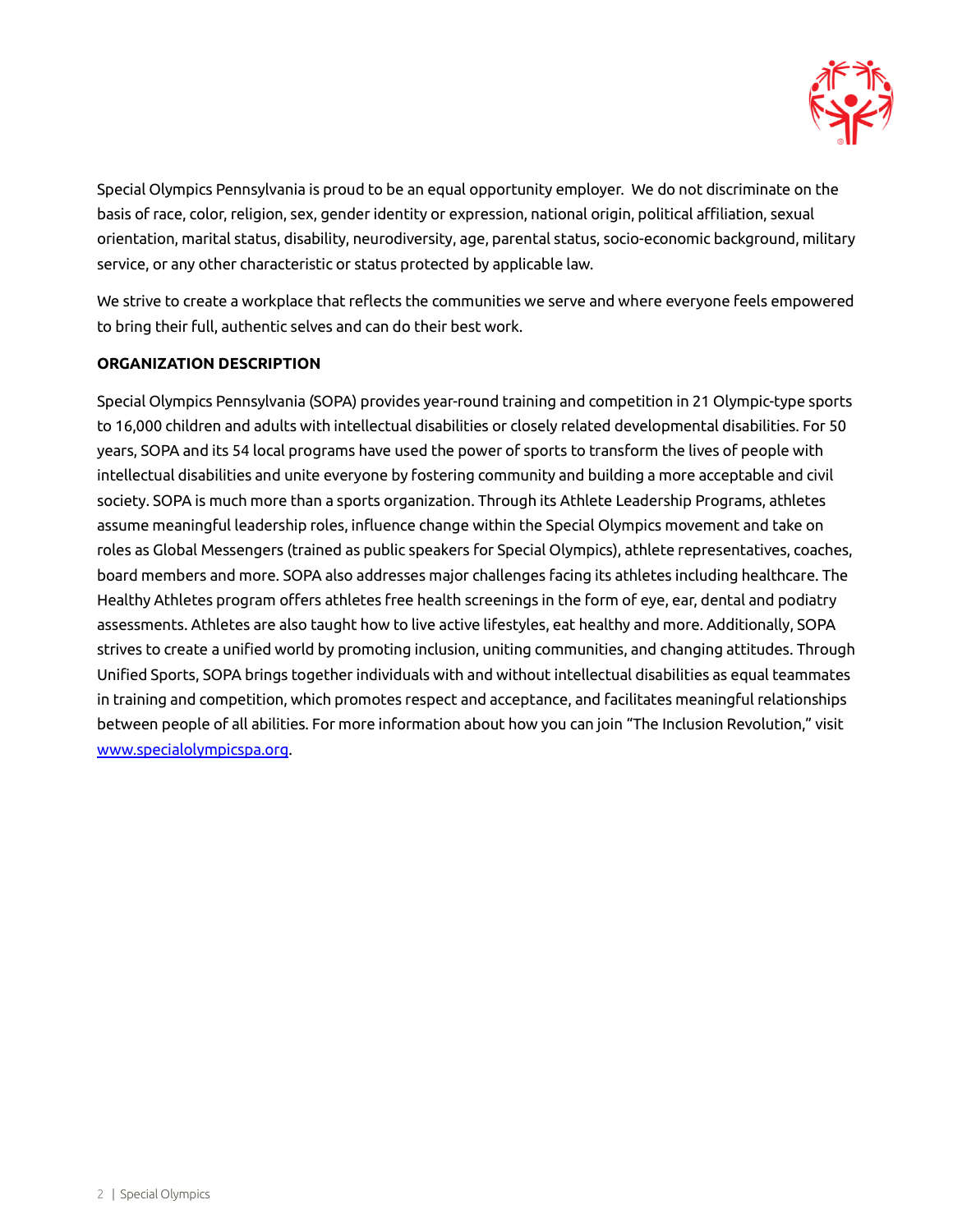Special Olympics Pennsylvania is proud to be an equal opportunity employer. We do not discriminate on the basis of race, color, religion, sex, gender identity or expression, national origin, political affiliation, sexual orientation, marital status, disability, neurodiversity, age, parental status, socio-economic background, military service, or any other characteristic or status protected by applicable law.

We strive to create a workplace that reflects the communities we serve and where everyone feels empowered to bring their full, authentic selves and can do their best work.

**ORGANIZATION DESCRIPTION**

Special Olympics Pennsylvania (SOPA) provides year-round training and competition in 21 Olympic-type sports to 16,000 children and adults with intellectual disabilities or closely related developmental disabilities. For 50 years, SOPA and its 54 local programs have used the power of sports to transform the lives of people with intellectual disabilities and unite everyone by fostering community and building a more acceptable and civil society. SOPA is much more than a sports organization. Through its Athlete Leadership Programs, athletes assume meaningful leadership roles, influence change within the Special Olympics movement and take on roles as Global Messengers (trained as public speakers for Special Olympics), athlete representatives, coaches, board members and more. SOPA also addresses major challenges facing its athletes including healthcare. The Healthy Athletes program offers athletes free health screenings in the form of eye, ear, dental and podiatry assessments. Athletes are also taught how to live active lifestyles, eat healthy and more. Additionally, SOPA strives to create a unified world by promoting inclusion, uniting communities, and changing attitudes. Through Unified Sports, SOPA brings together individuals with and without intellectual disabilities as equal teammates in training and competition, which promotes respect and acceptance, and facilitates meaningful relationships between people of all abilities. For more information about how you can join "The Inclusion Revolution," visit [www.specialolympicspa.org](http://www.specialolympicspa.org).